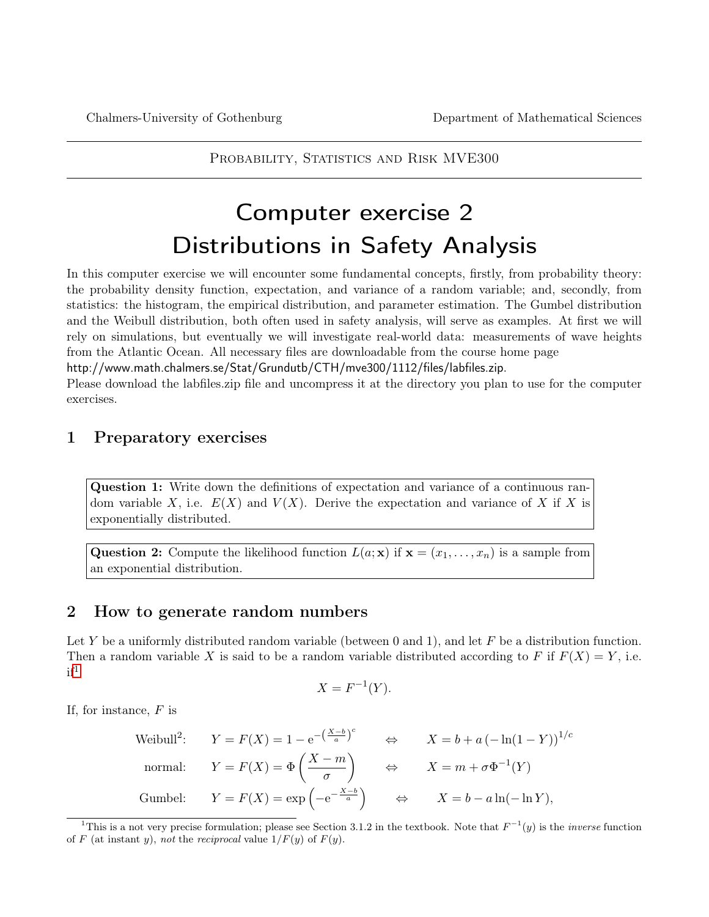Chalmers-University of Gothenburg — Department of Mathematical Sciences

PROBABILITY, STATISTICS AND RISK MVE300

# Computer exercise 2
# Distributions in Safety Analysis

In this computer exercise we will encounter some fundamental concepts, firstly, from probability theory: the probability density function, expectation, and variance of a random variable; and, secondly, from statistics: the histogram, the empirical distribution, and parameter estimation. The Gumbel distribution and the Weibull distribution, both often used in safety analysis, will serve as examples. At first we will rely on simulations, but eventually we will investigate real-world data: measurements of wave heights from the Atlantic Ocean. All necessary files are downloadable from the course home page
http://www.math.chalmers.se/Stat/Grundutb/CTH/mve300/1112/files/labfiles.zip.
Please download the labfiles.zip file and uncompress it at the directory you plan to use for the computer exercises.

## 1 Preparatory exercises

> **Question 1:** Write down the definitions of expectation and variance of a continuous random variable $X$, i.e. $E(X)$ and $V(X)$. Derive the expectation and variance of $X$ if $X$ is exponentially distributed.

> **Question 2:** Compute the likelihood function $L(a; \mathbf{x})$ if $\mathbf{x} = (x_1, \ldots, x_n)$ is a sample from an exponential distribution.

## 2 How to generate random numbers

Let $Y$ be a uniformly distributed random variable (between 0 and 1), and let $F$ be a distribution function. Then a random variable $X$ is said to be a random variable distributed according to $F$ if $F(X) = Y$, i.e. if[1]

$$X = F^{-1}(Y).$$

If, for instance, $F$ is

$$\text{Weibull}^2: \quad Y = F(X) = 1 - \mathrm{e}^{-\left(\frac{X-b}{a}\right)^c} \quad \Leftrightarrow \quad X = b + a\left(-\ln(1-Y)\right)^{1/c}$$

$$\text{normal:} \quad Y = F(X) = \Phi\left(\frac{X-m}{\sigma}\right) \quad \Leftrightarrow \quad X = m + \sigma\Phi^{-1}(Y)$$

$$\text{Gumbel:} \quad Y = F(X) = \exp\left(-\mathrm{e}^{-\frac{X-b}{a}}\right) \quad \Leftrightarrow \quad X = b - a\ln(-\ln Y),$$

[1] This is a not very precise formulation; please see Section 3.1.2 in the textbook. Note that $F^{-1}(y)$ is the *inverse* function of $F$ (at instant $y$), *not* the *reciprocal* value $1/F(y)$ of $F(y)$.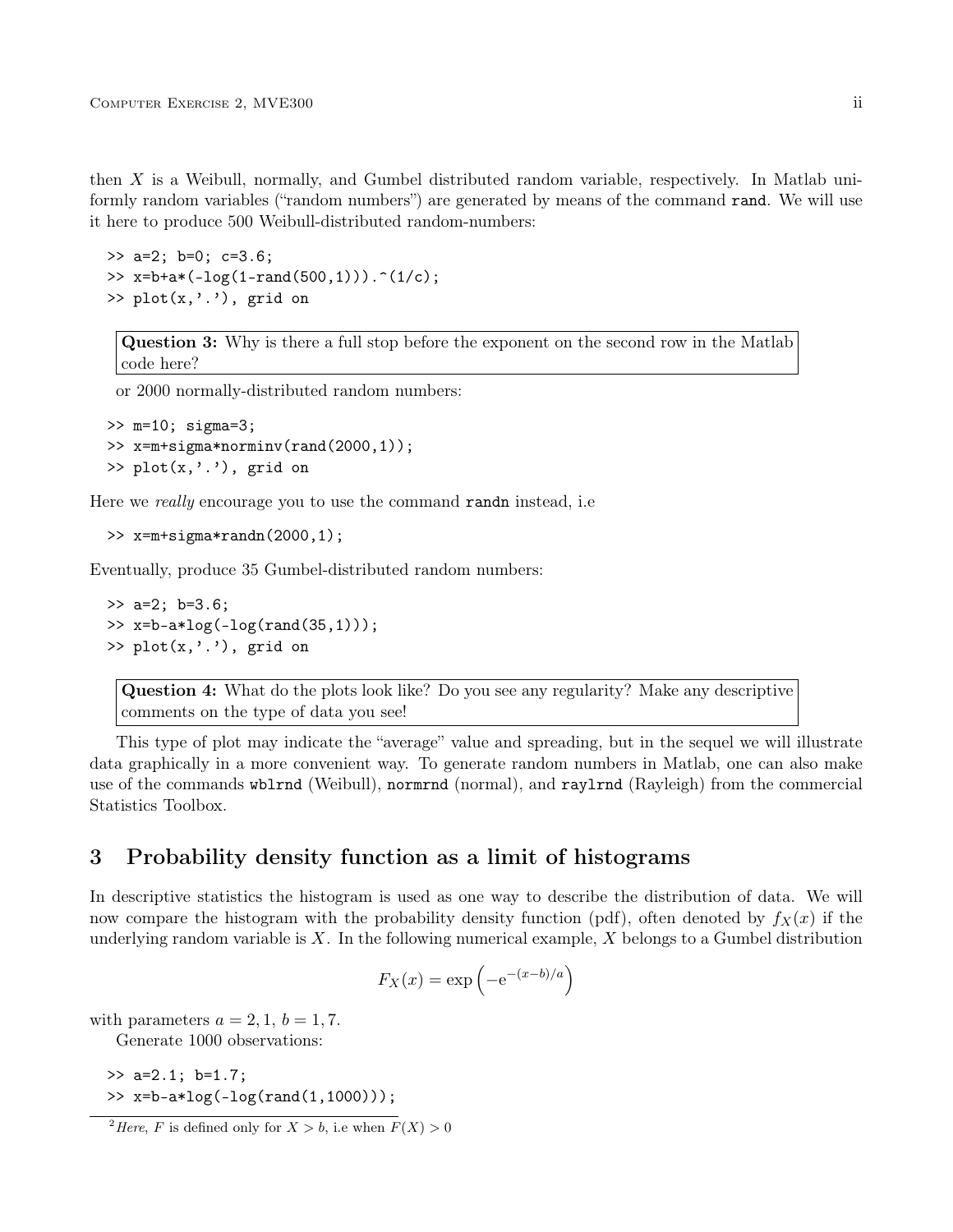then $X$ is a Weibull, normally, and Gumbel distributed random variable, respectively. In Matlab uniformly random variables ("random numbers") are generated by means of the command `rand`. We will use it here to produce 500 Weibull-distributed random-numbers:

```
>> a=2; b=0; c=3.6;
>> x=b+a*(-log(1-rand(500,1))).^(1/c);
>> plot(x,'.'), grid on
```

> **Question 3:** Why is there a full stop before the exponent on the second row in the Matlab code here?

or 2000 normally-distributed random numbers:

```
>> m=10; sigma=3;
>> x=m+sigma*norminv(rand(2000,1));
>> plot(x,'.'), grid on
```

Here we *really* encourage you to use the command `randn` instead, i.e

```
>> x=m+sigma*randn(2000,1);
```

Eventually, produce 35 Gumbel-distributed random numbers:

```
>> a=2; b=3.6;
>> x=b-a*log(-log(rand(35,1)));
>> plot(x,'.'), grid on
```

> **Question 4:** What do the plots look like? Do you see any regularity? Make any descriptive comments on the type of data you see!

This type of plot may indicate the "average" value and spreading, but in the sequel we will illustrate data graphically in a more convenient way. To generate random numbers in Matlab, one can also make use of the commands `wblrnd` (Weibull), `normrnd` (normal), and `raylrnd` (Rayleigh) from the commercial Statistics Toolbox.

## 3 Probability density function as a limit of histograms

In descriptive statistics the histogram is used as one way to describe the distribution of data. We will now compare the histogram with the probability density function (pdf), often denoted by $f_X(x)$ if the underlying random variable is $X$. In the following numerical example, $X$ belongs to a Gumbel distribution

$$F_X(x) = \exp\left(-e^{-(x-b)/a}\right)$$

with parameters $a = 2,1$, $b = 1,7$.

Generate 1000 observations:

```
>> a=2.1; b=1.7;
>> x=b-a*log(-log(rand(1,1000)));
```

[2] *Here*, $F$ is defined only for $X > b$, i.e when $F(X) > 0$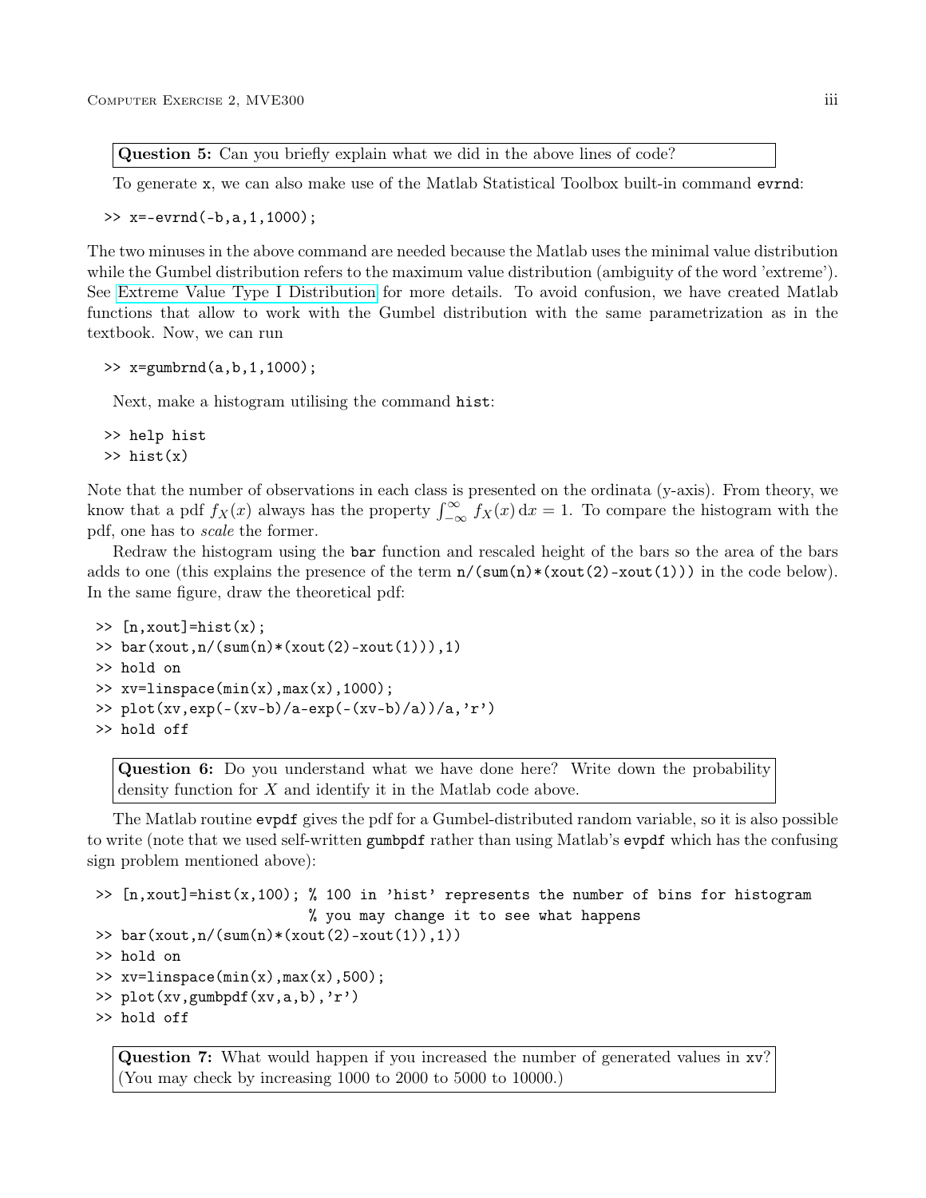**Question 5:** Can you briefly explain what we did in the above lines of code?

To generate x, we can also make use of the Matlab Statistical Toolbox built-in command `evrnd`:

```
>> x=-evrnd(-b,a,1,1000);
```

The two minuses in the above command are needed because the Matlab uses the minimal value distribution while the Gumbel distribution refers to the maximum value distribution (ambiguity of the word 'extreme'). See Extreme Value Type I Distribution for more details. To avoid confusion, we have created Matlab functions that allow to work with the Gumbel distribution with the same parametrization as in the textbook. Now, we can run

```
>> x=gumbrnd(a,b,1,1000);
```

Next, make a histogram utilising the command `hist`:

```
>> help hist
>> hist(x)
```

Note that the number of observations in each class is presented on the ordinata (y-axis). From theory, we know that a pdf $f_X(x)$ always has the property $\int_{-\infty}^{\infty} f_X(x)\,\mathrm{d}x = 1$. To compare the histogram with the pdf, one has to *scale* the former.

Redraw the histogram using the `bar` function and rescaled height of the bars so the area of the bars adds to one (this explains the presence of the term `n/(sum(n)*(xout(2)-xout(1)))` in the code below). In the same figure, draw the theoretical pdf:

```
>> [n,xout]=hist(x);
>> bar(xout,n/(sum(n)*(xout(2)-xout(1))),1)
>> hold on
>> xv=linspace(min(x),max(x),1000);
>> plot(xv,exp(-(xv-b)/a-exp(-(xv-b)/a))/a,'r')
>> hold off
```

**Question 6:** Do you understand what we have done here? Write down the probability density function for $X$ and identify it in the Matlab code above.

The Matlab routine `evpdf` gives the pdf for a Gumbel-distributed random variable, so it is also possible to write (note that we used self-written `gumbpdf` rather than using Matlab's `evpdf` which has the confusing sign problem mentioned above):

```
>> [n,xout]=hist(x,100); % 100 in 'hist' represents the number of bins for histogram
                         % you may change it to see what happens
>> bar(xout,n/(sum(n)*(xout(2)-xout(1)),1))
>> hold on
>> xv=linspace(min(x),max(x),500);
>> plot(xv,gumbpdf(xv,a,b),'r')
>> hold off
```

**Question 7:** What would happen if you increased the number of generated values in xv? (You may check by increasing 1000 to 2000 to 5000 to 10000.)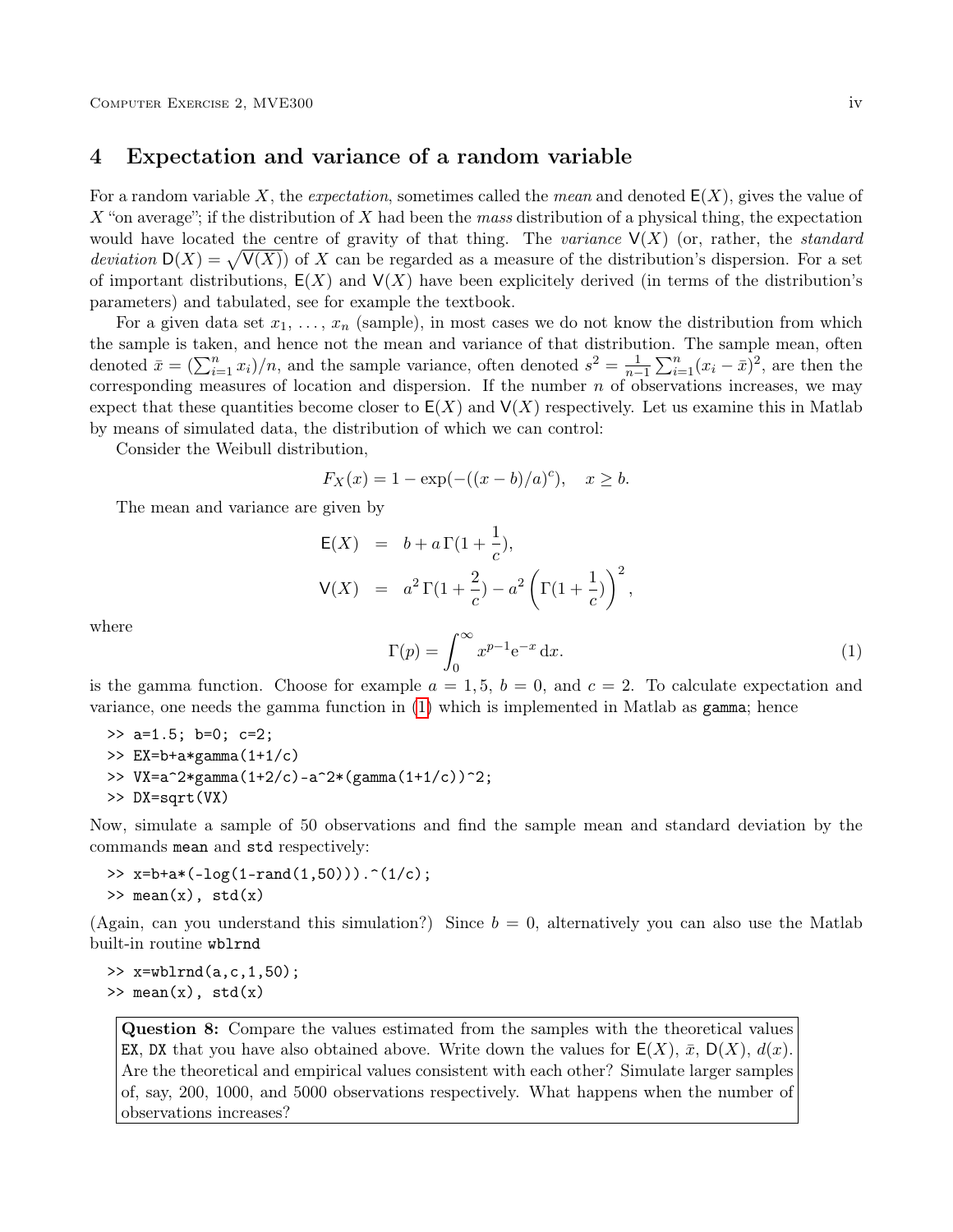## 4 Expectation and variance of a random variable

For a random variable $X$, the *expectation*, sometimes called the *mean* and denoted $\mathsf{E}(X)$, gives the value of $X$ "on average"; if the distribution of $X$ had been the *mass* distribution of a physical thing, the expectation would have located the centre of gravity of that thing. The *variance* $\mathsf{V}(X)$ (or, rather, the *standard deviation* $\mathsf{D}(X) = \sqrt{\mathsf{V}(X)}$) of $X$ can be regarded as a measure of the distribution's dispersion. For a set of important distributions, $\mathsf{E}(X)$ and $\mathsf{V}(X)$ have been explicitely derived (in terms of the distribution's parameters) and tabulated, see for example the textbook.

For a given data set $x_1, \ldots, x_n$ (sample), in most cases we do not know the distribution from which the sample is taken, and hence not the mean and variance of that distribution. The sample mean, often denoted $\bar{x} = (\sum_{i=1}^{n} x_i)/n$, and the sample variance, often denoted $s^2 = \frac{1}{n-1}\sum_{i=1}^{n}(x_i - \bar{x})^2$, are then the corresponding measures of location and dispersion. If the number $n$ of observations increases, we may expect that these quantities become closer to $\mathsf{E}(X)$ and $\mathsf{V}(X)$ respectively. Let us examine this in Matlab by means of simulated data, the distribution of which we can control:

Consider the Weibull distribution,

$$F_X(x) = 1 - \exp(-((x-b)/a)^c), \quad x \geq b.$$

The mean and variance are given by

$$\begin{aligned}
\mathsf{E}(X) &= b + a\,\Gamma(1 + \frac{1}{c}), \\
\mathsf{V}(X) &= a^2\,\Gamma(1 + \frac{2}{c}) - a^2\left(\Gamma(1 + \frac{1}{c})\right)^2,
\end{aligned}$$

where

$$\Gamma(p) = \int_0^\infty x^{p-1} \mathrm{e}^{-x}\,\mathrm{d}x. \tag{1}$$

is the gamma function. Choose for example $a = 1,5$, $b = 0$, and $c = 2$. To calculate expectation and variance, one needs the gamma function in (1) which is implemented in Matlab as `gamma`; hence

```
>> a=1.5; b=0; c=2;
>> EX=b+a*gamma(1+1/c)
>> VX=a^2*gamma(1+2/c)-a^2*(gamma(1+1/c))^2;
>> DX=sqrt(VX)
```

Now, simulate a sample of 50 observations and find the sample mean and standard deviation by the commands `mean` and `std` respectively:

```
>> x=b+a*(-log(1-rand(1,50))).^(1/c);
>> mean(x), std(x)
```

(Again, can you understand this simulation?) Since $b = 0$, alternatively you can also use the Matlab built-in routine `wblrnd`

```
>> x=wblrnd(a,c,1,50);
>> mean(x), std(x)
```

**Question 8:** Compare the values estimated from the samples with the theoretical values `EX`, `DX` that you have also obtained above. Write down the values for $\mathsf{E}(X)$, $\bar{x}$, $\mathsf{D}(X)$, $d(x)$. Are the theoretical and empirical values consistent with each other? Simulate larger samples of, say, 200, 1000, and 5000 observations respectively. What happens when the number of observations increases?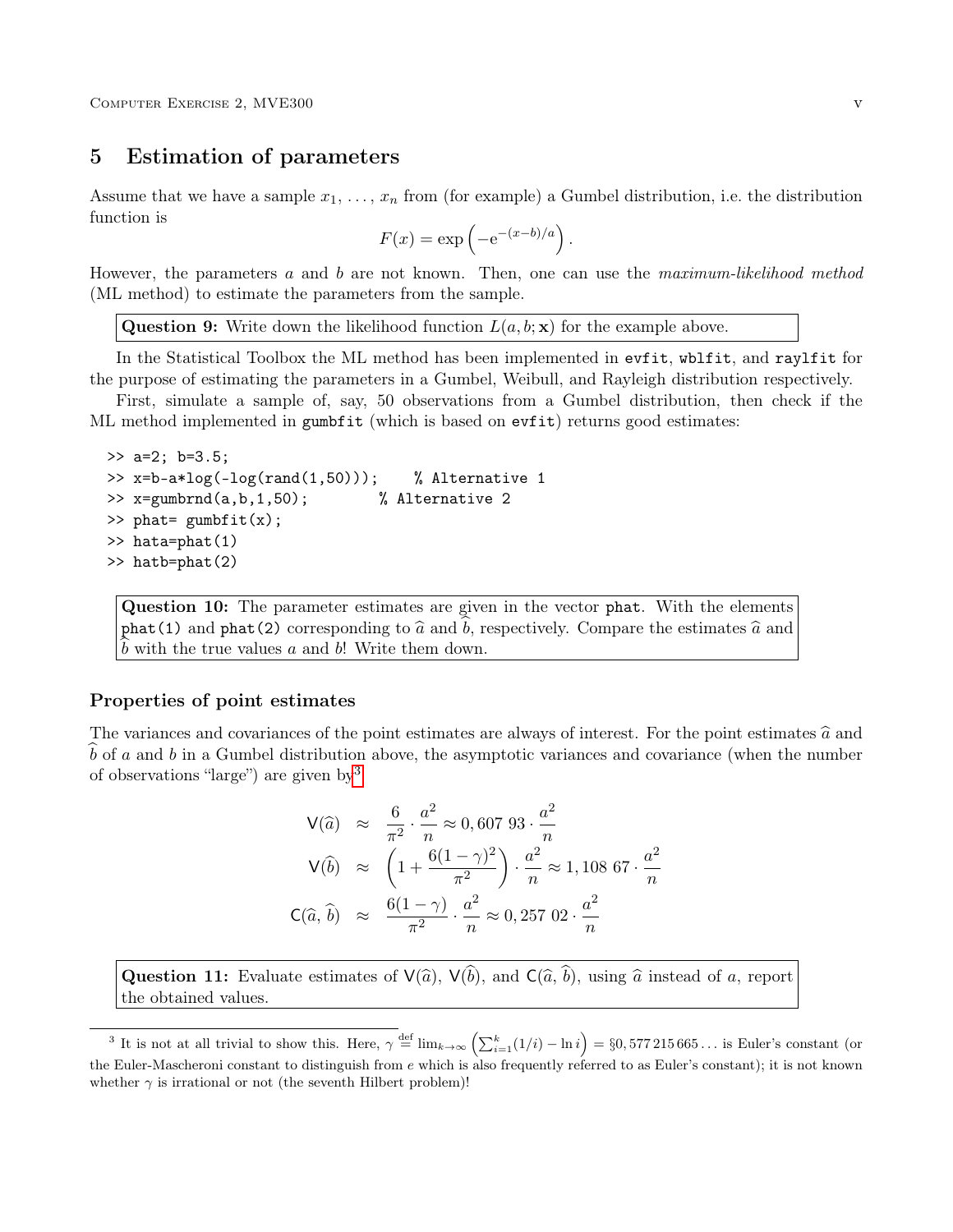## 5 Estimation of parameters

Assume that we have a sample $x_1, \ldots, x_n$ from (for example) a Gumbel distribution, i.e. the distribution function is

$$F(x) = \exp\left(-\mathrm{e}^{-(x-b)/a}\right).$$

However, the parameters $a$ and $b$ are not known. Then, one can use the *maximum-likelihood method* (ML method) to estimate the parameters from the sample.

> **Question 9:** Write down the likelihood function $L(a, b; \mathbf{x})$ for the example above.

In the Statistical Toolbox the ML method has been implemented in `evfit`, `wblfit`, and `raylfit` for the purpose of estimating the parameters in a Gumbel, Weibull, and Rayleigh distribution respectively.

First, simulate a sample of, say, 50 observations from a Gumbel distribution, then check if the ML method implemented in `gumbfit` (which is based on `evfit`) returns good estimates:

```
>> a=2; b=3.5;
>> x=b-a*log(-log(rand(1,50)));    % Alternative 1
>> x=gumbrnd(a,b,1,50);        % Alternative 2
>> phat= gumbfit(x);
>> hata=phat(1)
>> hatb=phat(2)
```

> **Question 10:** The parameter estimates are given in the vector `phat`. With the elements `phat(1)` and `phat(2)` corresponding to $\widehat{a}$ and $\widehat{b}$, respectively. Compare the estimates $\widehat{a}$ and $\widehat{b}$ with the true values $a$ and $b$! Write them down.

### Properties of point estimates

The variances and covariances of the point estimates are always of interest. For the point estimates $\widehat{a}$ and $\widehat{b}$ of $a$ and $b$ in a Gumbel distribution above, the asymptotic variances and covariance (when the number of observations "large") are given by[3]

$$\begin{aligned}
\mathsf{V}(\widehat{a}) &\approx \frac{6}{\pi^2} \cdot \frac{a^2}{n} \approx 0,607\ 93 \cdot \frac{a^2}{n} \\
\mathsf{V}(\widehat{b}) &\approx \left(1 + \frac{6(1-\gamma)^2}{\pi^2}\right) \cdot \frac{a^2}{n} \approx 1,108\ 67 \cdot \frac{a^2}{n} \\
\mathsf{C}(\widehat{a}, \widehat{b}) &\approx \frac{6(1-\gamma)}{\pi^2} \cdot \frac{a^2}{n} \approx 0,257\ 02 \cdot \frac{a^2}{n}
\end{aligned}$$

> **Question 11:** Evaluate estimates of $\mathsf{V}(\widehat{a})$, $\mathsf{V}(\widehat{b})$, and $\mathsf{C}(\widehat{a}, \widehat{b})$, using $\widehat{a}$ instead of $a$, report the obtained values.

---

[3] It is not at all trivial to show this. Here, $\gamma \overset{\text{def}}{=} \lim_{k\to\infty}\left(\sum_{i=1}^{k}(1/i) - \ln i\right) = §0,577\,215\,665\ldots$ is Euler's constant (or the Euler-Mascheroni constant to distinguish from $e$ which is also frequently referred to as Euler's constant); it is not known whether $\gamma$ is irrational or not (the seventh Hilbert problem)!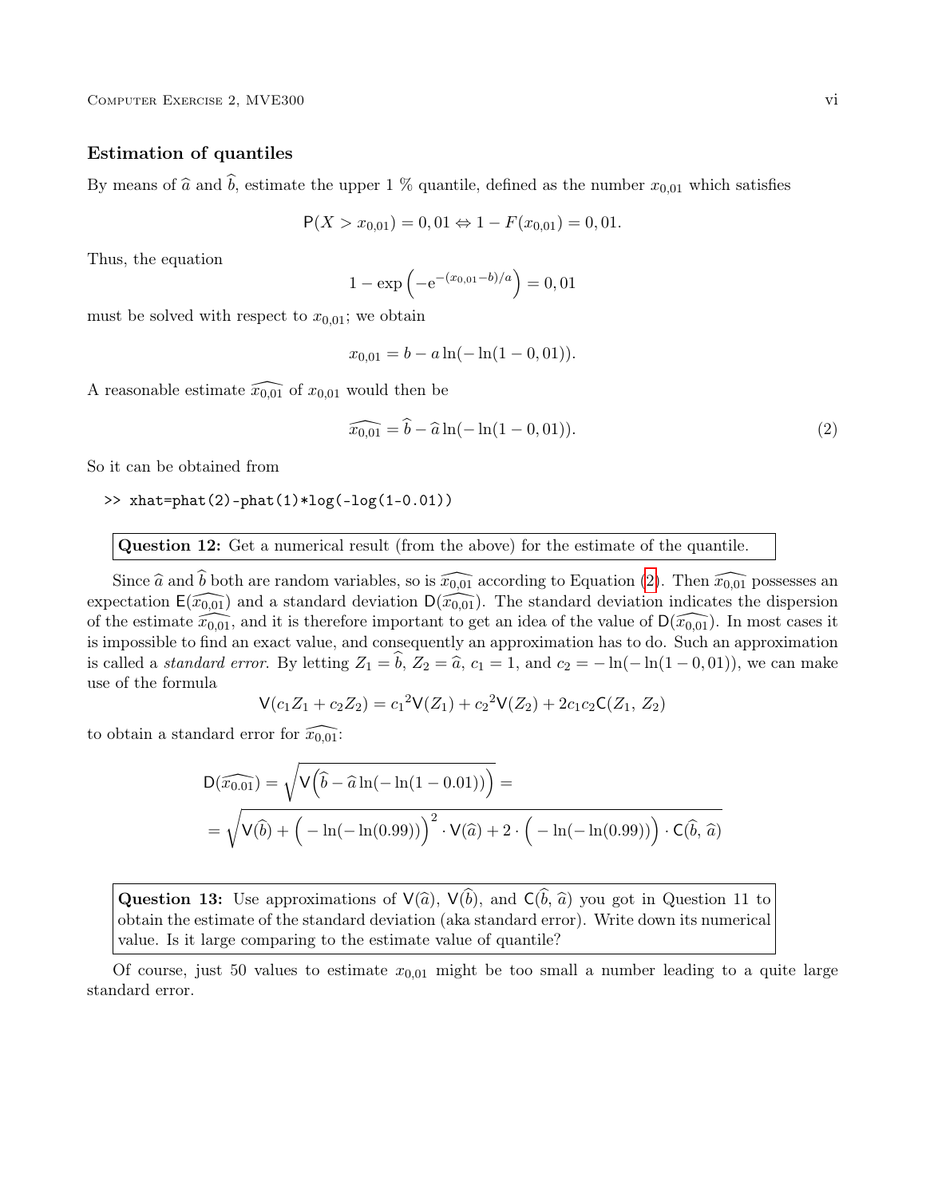### Estimation of quantiles

By means of $\widehat{a}$ and $\widehat{b}$, estimate the upper 1 % quantile, defined as the number $x_{0,01}$ which satisfies

$$\mathsf{P}(X > x_{0,01}) = 0,01 \Leftrightarrow 1 - F(x_{0,01}) = 0,01.$$

Thus, the equation

$$1 - \exp\left(-\mathrm{e}^{-(x_{0,01}-b)/a}\right) = 0,01$$

must be solved with respect to $x_{0,01}$; we obtain

$$x_{0,01} = b - a\ln(-\ln(1 - 0,01)).$$

A reasonable estimate $\widehat{x_{0,01}}$ of $x_{0,01}$ would then be

$$\widehat{x_{0,01}} = \widehat{b} - \widehat{a}\ln(-\ln(1 - 0,01)). \tag{2}$$

So it can be obtained from

```
>> xhat=phat(2)-phat(1)*log(-log(1-0.01))
```

**Question 12:** Get a numerical result (from the above) for the estimate of the quantile.

Since $\widehat{a}$ and $\widehat{b}$ both are random variables, so is $\widehat{x_{0,01}}$ according to Equation (2). Then $\widehat{x_{0,01}}$ possesses an expectation $\mathsf{E}(\widehat{x_{0,01}})$ and a standard deviation $\mathsf{D}(\widehat{x_{0,01}})$. The standard deviation indicates the dispersion of the estimate $\widehat{x_{0,01}}$, and it is therefore important to get an idea of the value of $\mathsf{D}(\widehat{x_{0,01}})$. In most cases it is impossible to find an exact value, and consequently an approximation has to do. Such an approximation is called a *standard error*. By letting $Z_1 = \widehat{b}$, $Z_2 = \widehat{a}$, $c_1 = 1$, and $c_2 = -\ln(-\ln(1 - 0,01))$, we can make use of the formula

$$\mathsf{V}(c_1 Z_1 + c_2 Z_2) = {c_1}^2\mathsf{V}(Z_1) + {c_2}^2\mathsf{V}(Z_2) + 2c_1c_2\mathsf{C}(Z_1,\, Z_2)$$

to obtain a standard error for $\widehat{x_{0,01}}$:

$$\mathsf{D}(\widehat{x_{0.01}}) = \sqrt{\mathsf{V}\Big(\widehat{b} - \widehat{a}\ln(-\ln(1 - 0.01))\Big)} =$$
$$= \sqrt{\mathsf{V}(\widehat{b}) + \Big(-\ln(-\ln(0.99))\Big)^2 \cdot \mathsf{V}(\widehat{a}) + 2\cdot\Big(-\ln(-\ln(0.99))\Big)\cdot\mathsf{C}(\widehat{b},\, \widehat{a})}$$

**Question 13:** Use approximations of $\mathsf{V}(\widehat{a})$, $\mathsf{V}(\widehat{b})$, and $\mathsf{C}(\widehat{b},\, \widehat{a})$ you got in Question 11 to obtain the estimate of the standard deviation (aka standard error). Write down its numerical value. Is it large comparing to the estimate value of quantile?

Of course, just 50 values to estimate $x_{0,01}$ might be too small a number leading to a quite large standard error.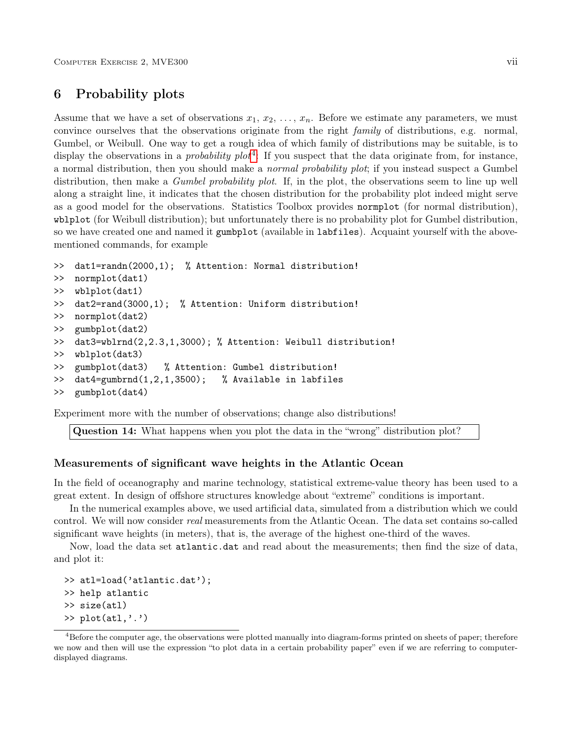## 6 Probability plots

Assume that we have a set of observations $x_1, x_2, \ldots, x_n$. Before we estimate any parameters, we must convince ourselves that the observations originate from the right *family* of distributions, e.g. normal, Gumbel, or Weibull. One way to get a rough idea of which family of distributions may be suitable, is to display the observations in a *probability plot*[4]. If you suspect that the data originate from, for instance, a normal distribution, then you should make a *normal probability plot*; if you instead suspect a Gumbel distribution, then make a *Gumbel probability plot*. If, in the plot, the observations seem to line up well along a straight line, it indicates that the chosen distribution for the probability plot indeed might serve as a good model for the observations. Statistics Toolbox provides `normplot` (for normal distribution), `wblplot` (for Weibull distribution); but unfortunately there is no probability plot for Gumbel distribution, so we have created one and named it `gumbplot` (available in `labfiles`). Acquaint yourself with the above-mentioned commands, for example

```
>>  dat1=randn(2000,1);  % Attention: Normal distribution!
>>  normplot(dat1)
>>  wblplot(dat1)
>>  dat2=rand(3000,1);  % Attention: Uniform distribution!
>>  normplot(dat2)
>>  gumbplot(dat2)
>>  dat3=wblrnd(2,2.3,1,3000); % Attention: Weibull distribution!
>>  wblplot(dat3)
>>  gumbplot(dat3)   % Attention: Gumbel distribution!
>>  dat4=gumbrnd(1,2,1,3500);   % Available in labfiles
>>  gumbplot(dat4)
```

Experiment more with the number of observations; change also distributions!

**Question 14:** What happens when you plot the data in the "wrong" distribution plot?

### Measurements of significant wave heights in the Atlantic Ocean

In the field of oceanography and marine technology, statistical extreme-value theory has been used to a great extent. In design of offshore structures knowledge about "extreme" conditions is important.

In the numerical examples above, we used artificial data, simulated from a distribution which we could control. We will now consider *real* measurements from the Atlantic Ocean. The data set contains so-called significant wave heights (in meters), that is, the average of the highest one-third of the waves.

Now, load the data set `atlantic.dat` and read about the measurements; then find the size of data, and plot it:

```
>> atl=load('atlantic.dat');
>> help atlantic
>> size(atl)
>> plot(atl,'.')
```

[4] Before the computer age, the observations were plotted manually into diagram-forms printed on sheets of paper; therefore we now and then will use the expression "to plot data in a certain probability paper" even if we are referring to computer-displayed diagrams.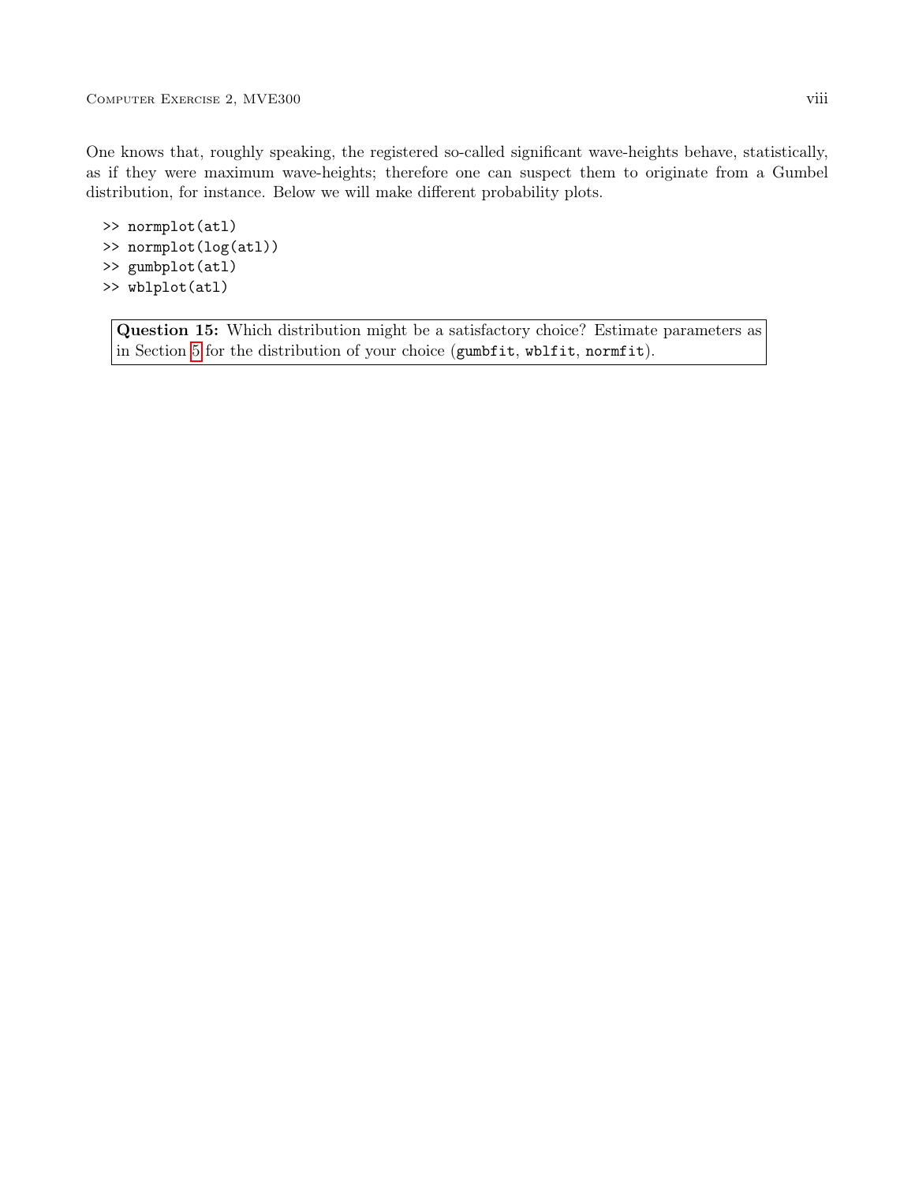One knows that, roughly speaking, the registered so-called significant wave-heights behave, statistically, as if they were maximum wave-heights; therefore one can suspect them to originate from a Gumbel distribution, for instance. Below we will make different probability plots.

```
>> normplot(atl)
>> normplot(log(atl))
>> gumbplot(atl)
>> wblplot(atl)
```

> **Question 15:** Which distribution might be a satisfactory choice? Estimate parameters as in Section 5 for the distribution of your choice (`gumbfit`, `wblfit`, `normfit`).